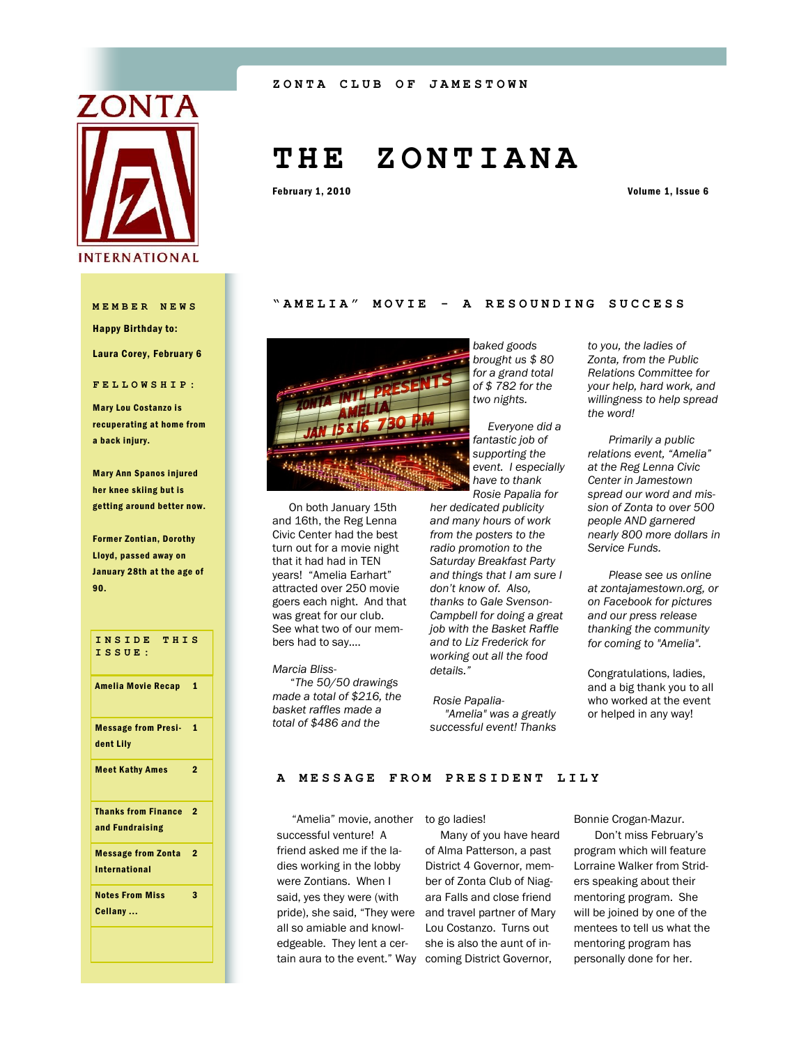ZONTA CLUB OF JAMESTOWN

# THE ZONTIANA

February 1, 2010

Volume 1, Issue 6

## MEMBER NEWS

**Happy Birthday to:**

**Laura Corey, February 6**

## FELLOWSHIP:

**Mary Lou Costanzo is recuperating at home from a back injury.**

**Mary Ann Spanos injured her knee skiing but is getting around better now.**

**Former Zontian, Dorothy Lloyd, passed away on January 28th at the age of 90.**

## INSIDE THIS ISSUE:

| | |
|---|---|
| Amelia Movie Recap | 1 |
| Message from President Lily | 1 |
| Meet Kathy Ames | 2 |
| Thanks from Finance and Fundraising | 2 |
| Message from Zonta International | 2 |
| Notes From Miss Cellany ... | 3 |

## "AMELIA" MOVIE - A RESOUNDING SUCCESS

On both January 15th and 16th, the Reg Lenna Civic Center had the best turn out for a movie night that it had had in TEN years! "Amelia Earhart" attracted over 250 movie goers each night. And that was great for our club. See what two of our members had to say....

Marcia Bliss-

*"The 50/50 drawings made a total of $216, the basket raffles made a total of $486 and the baked goods brought us $ 80 for a grand total of $ 782 for the two nights.*

*Everyone did a fantastic job of supporting the event. I especially have to thank Rosie Papalia for her dedicated publicity and many hours of work from the posters to the radio promotion to the Saturday Breakfast Party and things that I am sure I don't know of. Also, thanks to Gale Svenson-Campbell for doing a great job with the Basket Raffle and to Liz Frederick for working out all the food details."*

*Rosie Papalia-*

*"Amelia" was a greatly successful event! Thanks to you, the ladies of Zonta, from the Public Relations Committee for your help, hard work, and willingness to help spread the word!*

*Primarily a public relations event, "Amelia" at the Reg Lenna Civic Center in Jamestown spread our word and mission of Zonta to over 500 people AND garnered nearly 800 more dollars in Service Funds.*

*Please see us online at zontajamestown.org, or on Facebook for pictures and our press release thanking the community for coming to "Amelia".*

Congratulations, ladies, and a big thank you to all who worked at the event or helped in any way!

## A MESSAGE FROM PRESIDENT LILY

"Amelia" movie, another successful venture! A friend asked me if the ladies working in the lobby were Zontians. When I said, yes they were (with pride), she said, "They were all so amiable and knowledgeable. They lent a certain aura to the event." Way to go ladies!

Many of you have heard of Alma Patterson, a past District 4 Governor, member of Zonta Club of Niagara Falls and close friend and travel partner of Mary Lou Costanzo. Turns out she is also the aunt of incoming District Governor, Bonnie Crogan-Mazur.

Don't miss February's program which will feature Lorraine Walker from Striders speaking about their mentoring program. She will be joined by one of the mentees to tell us what the mentoring program has personally done for her.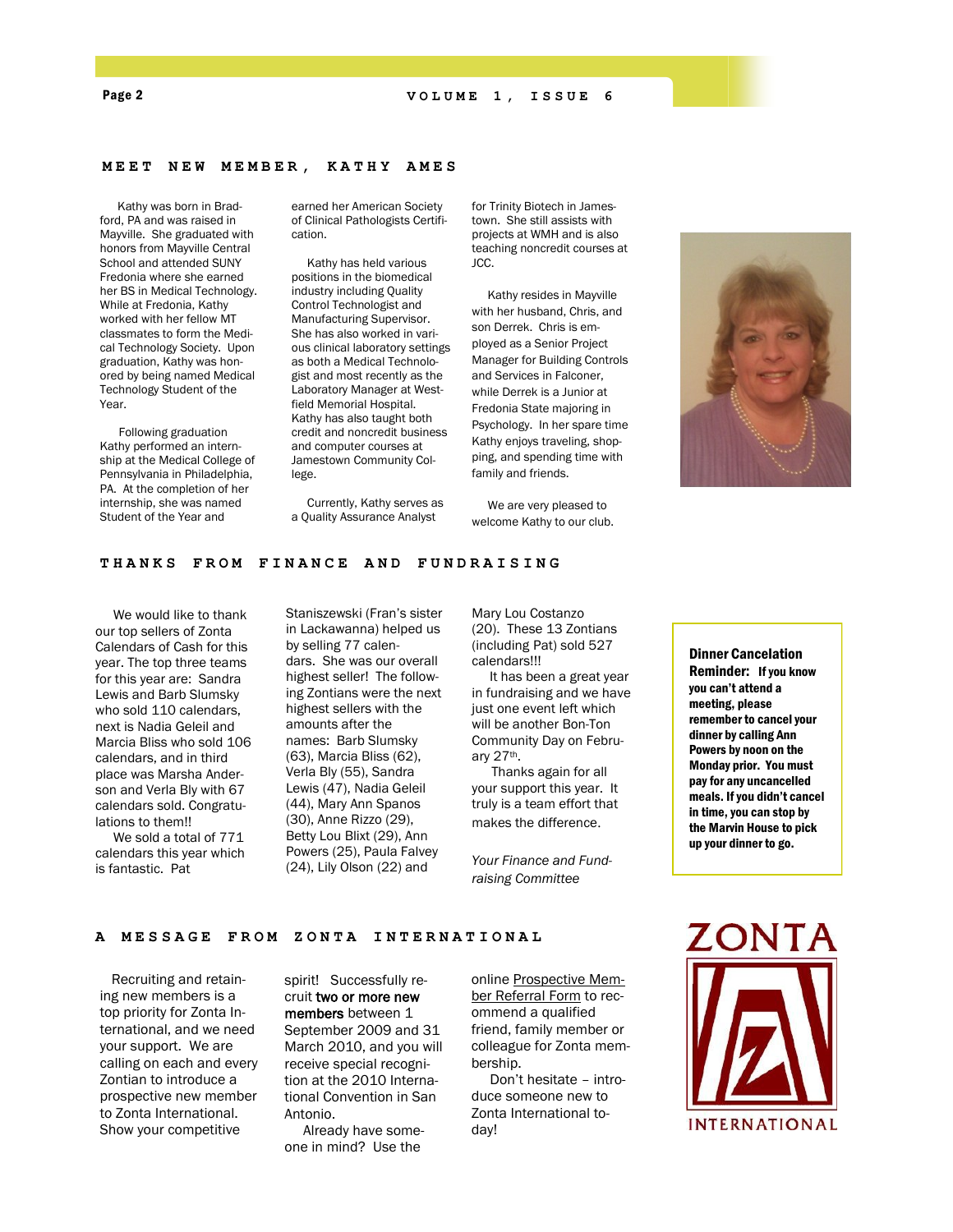## MEET NEW MEMBER, KATHY AMES

Kathy was born in Bradford, PA and was raised in Mayville. She graduated with honors from Mayville Central School and attended SUNY Fredonia where she earned her BS in Medical Technology. While at Fredonia, Kathy worked with her fellow MT classmates to form the Medical Technology Society. Upon graduation, Kathy was honored by being named Medical Technology Student of the Year.

Following graduation Kathy performed an internship at the Medical College of Pennsylvania in Philadelphia, PA. At the completion of her internship, she was named Student of the Year and earned her American Society of Clinical Pathologists Certification.

Kathy has held various positions in the biomedical industry including Quality Control Technologist and Manufacturing Supervisor. She has also worked in various clinical laboratory settings as both a Medical Technologist and most recently as the Laboratory Manager at Westfield Memorial Hospital. Kathy has also taught both credit and noncredit business and computer courses at Jamestown Community College.

Currently, Kathy serves as a Quality Assurance Analyst for Trinity Biotech in Jamestown. She still assists with projects at WMH and is also teaching noncredit courses at JCC.

Kathy resides in Mayville with her husband, Chris, and son Derrek. Chris is employed as a Senior Project Manager for Building Controls and Services in Falconer, while Derrek is a Junior at Fredonia State majoring in Psychology. In her spare time Kathy enjoys traveling, shopping, and spending time with family and friends.

We are very pleased to welcome Kathy to our club.

## THANKS FROM FINANCE AND FUNDRAISING

We would like to thank our top sellers of Zonta Calendars of Cash for this year. The top three teams for this year are: Sandra Lewis and Barb Slumsky who sold 110 calendars, next is Nadia Geleil and Marcia Bliss who sold 106 calendars, and in third place was Marsha Anderson and Verla Bly with 67 calendars sold. Congratulations to them!!

We sold a total of 771 calendars this year which is fantastic. Pat Staniszewski (Fran's sister in Lackawanna) helped us by selling 77 calendars. She was our overall highest seller! The following Zontians were the next highest sellers with the amounts after the names: Barb Slumsky (63), Marcia Bliss (62), Verla Bly (55), Sandra Lewis (47), Nadia Geleil (44), Mary Ann Spanos (30), Anne Rizzo (29), Betty Lou Blixt (29), Ann Powers (25), Paula Falvey (24), Lily Olson (22) and Mary Lou Costanzo (20). These 13 Zontians (including Pat) sold 527 calendars!!!

It has been a great year in fundraising and we have just one event left which will be another Bon-Ton Community Day on February 27th.

Thanks again for all your support this year. It truly is a team effort that makes the difference.

*Your Finance and Fundraising Committee*

**Dinner Cancelation Reminder:** **If you know you can't attend a meeting, please remember to cancel your dinner by calling Ann Powers by noon on the Monday prior. You must pay for any uncancelled meals. If you didn't cancel in time, you can stop by the Marvin House to pick up your dinner to go.**

## A MESSAGE FROM ZONTA INTERNATIONAL

Recruiting and retaining new members is a top priority for Zonta International, and we need your support. We are calling on each and every Zontian to introduce a prospective new member to Zonta International. Show your competitive spirit! Successfully recruit **two or more new members** between 1 September 2009 and 31 March 2010, and you will receive special recognition at the 2010 International Convention in San Antonio.

Already have someone in mind? Use the online Prospective Member Referral Form to recommend a qualified friend, family member or colleague for Zonta membership.

Don't hesitate – introduce someone new to Zonta International today!

ZONTA INTERNATIONAL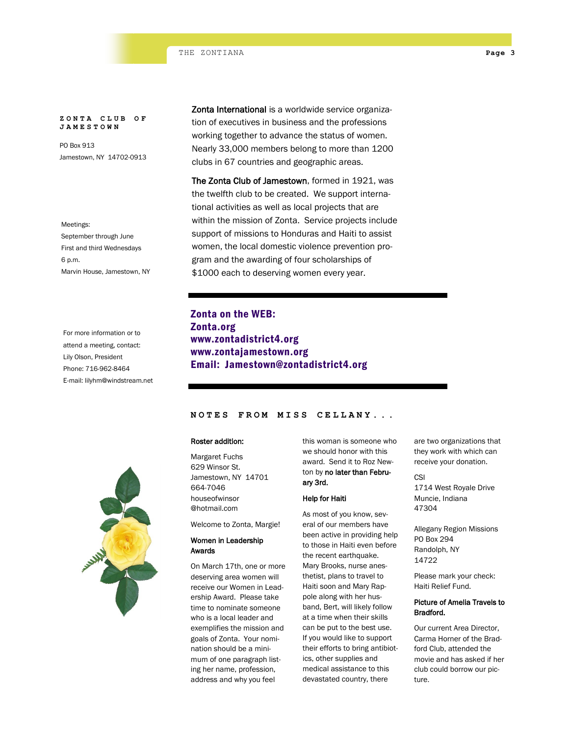**ZONTA CLUB OF JAMESTOWN**

PO Box 913
Jamestown, NY 14702-0913

Meetings:
September through June
First and third Wednesdays
6 p.m.
Marvin House, Jamestown, NY

For more information or to attend a meeting, contact:
Lily Olson, President
Phone: 716-962-8464
E-mail: lilyhm@windstream.net

**Zonta International** is a worldwide service organization of executives in business and the professions working together to advance the status of women. Nearly 33,000 members belong to more than 1200 clubs in 67 countries and geographic areas.

**The Zonta Club of Jamestown**, formed in 1921, was the twelfth club to be created. We support international activities as well as local projects that are within the mission of Zonta. Service projects include support of missions to Honduras and Haiti to assist women, the local domestic violence prevention program and the awarding of four scholarships of $1000 each to deserving women every year.

**Zonta on the WEB:**
**Zonta.org**
**www.zontadistrict4.org**
**www.zontajamestown.org**
**Email: Jamestown@zontadistrict4.org**

## NOTES FROM MISS CELLANY...

**Roster addition:**

Margaret Fuchs
629 Winsor St.
Jamestown, NY 14701
664-7046
houseofwinsor
@hotmail.com

Welcome to Zonta, Margie!

**Women in Leadership Awards**

On March 17th, one or more deserving area women will receive our Women in Leadership Award. Please take time to nominate someone who is a local leader and exemplifies the mission and goals of Zonta. Your nomination should be a minimum of one paragraph listing her name, profession, address and why you feel this woman is someone who we should honor with this award. Send it to Roz Newton by **no later than February 3rd.**

**Help for Haiti**

As most of you know, several of our members have been active in providing help to those in Haiti even before the recent earthquake. Mary Brooks, nurse anesthetist, plans to travel to Haiti soon and Mary Rappole along with her husband, Bert, will likely follow at a time when their skills can be put to the best use. If you would like to support their efforts to bring antibiotics, other supplies and medical assistance to this devastated country, there are two organizations that they work with which can receive your donation.

CSI
1714 West Royale Drive
Muncie, Indiana
47304

Allegany Region Missions
PO Box 294
Randolph, NY
14722

Please mark your check: Haiti Relief Fund.

**Picture of Amelia Travels to Bradford.**

Our current Area Director, Carma Horner of the Bradford Club, attended the movie and has asked if her club could borrow our picture.